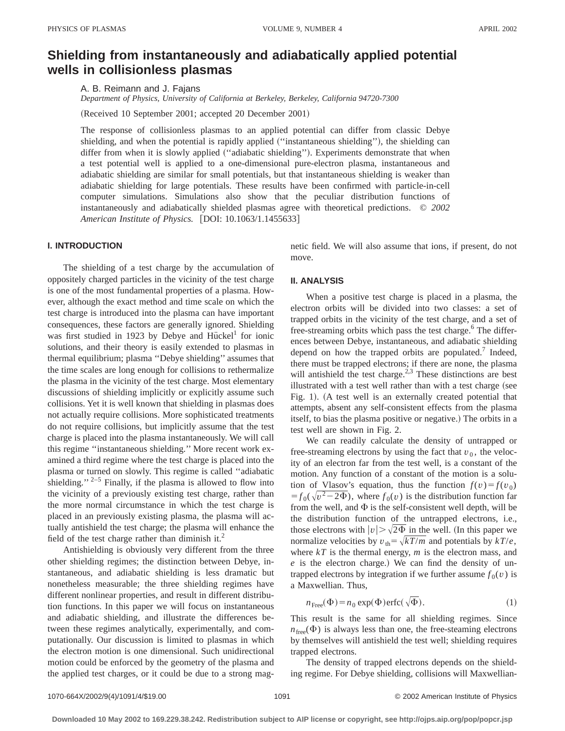# Shielding from instantaneously and adiabatically applied potential wells in collisionless plasmas

A. B. Reimann and J. Fajans

*Department of Physics, University of California at Berkeley, Berkeley, California 94720-7300*

(Received 10 September 2001; accepted 20 December 2001)

The response of collisionless plasmas to an applied potential can differ from classic Debye shielding, and when the potential is rapidly applied (''instantaneous shielding''), the shielding can differ from when it is slowly applied (''adiabatic shielding''). Experiments demonstrate that when a test potential well is applied to a one-dimensional pure-electron plasma, instantaneous and adiabatic shielding are similar for small potentials, but that instantaneous shielding is weaker than adiabatic shielding for large potentials. These results have been confirmed with particle-in-cell computer simulations. Simulations also show that the peculiar distribution functions of instantaneously and adiabatically shielded plasmas agree with theoretical predictions. © *2002 American Institute of Physics.* [DOI: 10.1063/1.1455633]

## I. INTRODUCTION

The shielding of a test charge by the accumulation of oppositely charged particles in the vicinity of the test charge is one of the most fundamental properties of a plasma. However, although the exact method and time scale on which the test charge is introduced into the plasma can have important consequences, these factors are generally ignored. Shielding was first studied in 1923 by Debye and Hückel[1] for ionic solutions, and their theory is easily extended to plasmas in thermal equilibrium; plasma ''Debye shielding'' assumes that the time scales are long enough for collisions to rethermalize the plasma in the vicinity of the test charge. Most elementary discussions of shielding implicitly or explicitly assume such collisions. Yet it is well known that shielding in plasmas does not actually require collisions. More sophisticated treatments do not require collisions, but implicitly assume that the test charge is placed into the plasma instantaneously. We will call this regime ''instantaneous shielding.'' More recent work examined a third regime where the test charge is placed into the plasma or turned on slowly. This regime is called ''adiabatic shielding.''[2–5] Finally, if the plasma is allowed to flow into the vicinity of a previously existing test charge, rather than the more normal circumstance in which the test charge is placed in an previously existing plasma, the plasma will actually antishield the test charge; the plasma will enhance the field of the test charge rather than diminish it.[2]

Antishielding is obviously very different from the three other shielding regimes; the distinction between Debye, instantaneous, and adiabatic shielding is less dramatic but nonetheless measurable; the three shielding regimes have different nonlinear properties, and result in different distribution functions. In this paper we will focus on instantaneous and adiabatic shielding, and illustrate the differences between these regimes analytically, experimentally, and computationally. Our discussion is limited to plasmas in which the electron motion is one dimensional. Such unidirectional motion could be enforced by the geometry of the plasma and the applied test charges, or it could be due to a strong magnetic field. We will also assume that ions, if present, do not move.

## II. ANALYSIS

When a positive test charge is placed in a plasma, the electron orbits will be divided into two classes: a set of trapped orbits in the vicinity of the test charge, and a set of free-streaming orbits which pass the test charge.[6] The differences between Debye, instantaneous, and adiabatic shielding depend on how the trapped orbits are populated.[7] Indeed, there must be trapped electrons; if there are none, the plasma will antishield the test charge.[2,3] These distinctions are best illustrated with a test well rather than with a test charge (see Fig. 1). (A test well is an externally created potential that attempts, absent any self-consistent effects from the plasma itself, to bias the plasma positive or negative.) The orbits in a test well are shown in Fig. 2.

We can readily calculate the density of untrapped or free-streaming electrons by using the fact that $v_0$, the velocity of an electron far from the test well, is a constant of the motion. Any function of a constant of the motion is a solution of Vlasov's equation, thus the function $f(v)=f(v_0)=f_0(\sqrt{v^2-2\Phi})$, where $f_0(v)$ is the distribution function far from the well, and $\Phi$ is the self-consistent well depth, will be the distribution function of the untrapped electrons, i.e., those electrons with $|v|>\sqrt{2\Phi}$ in the well. (In this paper we normalize velocities by $v_{\text{th}}=\sqrt{kT/m}$ and potentials by $kT/e$, where $kT$ is the thermal energy, $m$ is the electron mass, and $e$ is the electron charge.) We can find the density of untrapped electrons by integration if we further assume $f_0(v)$ is a Maxwellian. Thus,

$$n_{\text{Free}}(\Phi)=n_0\exp(\Phi)\operatorname{erfc}(\sqrt{\Phi}). \tag{1}$$

This result is the same for all shielding regimes. Since $n_{\text{free}}(\Phi)$ is always less than one, the free-steaming electrons by themselves will antishield the test well; shielding requires trapped electrons.

The density of trapped electrons depends on the shielding regime. For Debye shielding, collisions will Maxwellian-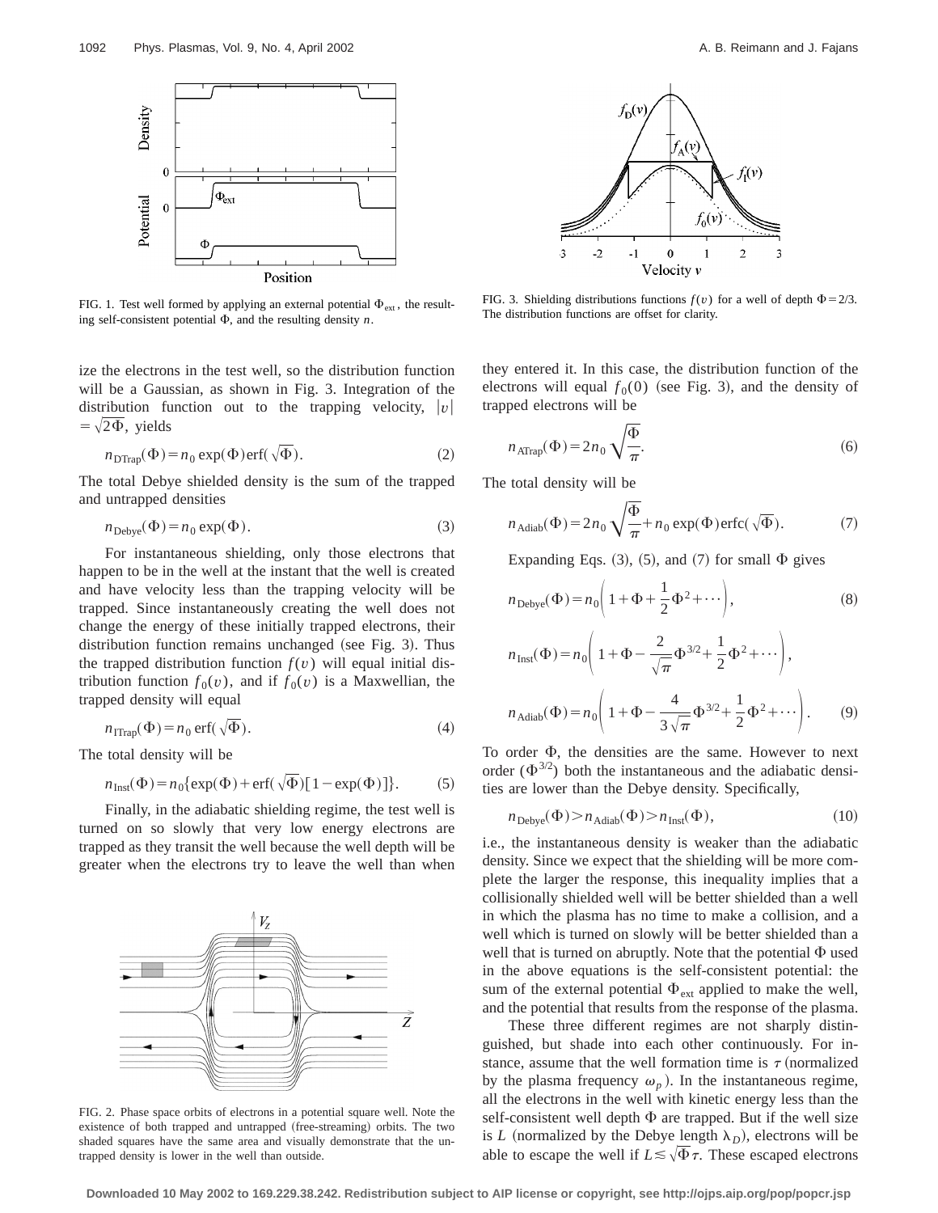FIG. 1. Test well formed by applying an external potential $\Phi_{ext}$, the resulting self-consistent potential $\Phi$, and the resulting density $n$.

FIG. 3. Shielding distributions functions $f(v)$ for a well of depth $\Phi = 2/3$. The distribution functions are offset for clarity.

ize the electrons in the test well, so the distribution function will be a Gaussian, as shown in Fig. 3. Integration of the distribution function out to the trapping velocity, $|v| = \sqrt{2\Phi}$, yields

$$n_{\mathrm{DTrap}}(\Phi) = n_0 \exp(\Phi) \operatorname{erf}(\sqrt{\Phi}). \tag{2}$$

The total Debye shielded density is the sum of the trapped and untrapped densities

$$n_{\mathrm{Debye}}(\Phi) = n_0 \exp(\Phi). \tag{3}$$

For instantaneous shielding, only those electrons that happen to be in the well at the instant that the well is created and have velocity less than the trapping velocity will be trapped. Since instantaneously creating the well does not change the energy of these initially trapped electrons, their distribution function remains unchanged (see Fig. 3). Thus the trapped distribution function $f(v)$ will equal initial distribution function $f_0(v)$, and if $f_0(v)$ is a Maxwellian, the trapped density will equal

$$n_{\mathrm{ITrap}}(\Phi) = n_0 \operatorname{erf}(\sqrt{\Phi}). \tag{4}$$

The total density will be

$$n_{\mathrm{Inst}}(\Phi) = n_0\{\exp(\Phi) + \operatorname{erf}(\sqrt{\Phi})[1 - \exp(\Phi)]\}. \tag{5}$$

Finally, in the adiabatic shielding regime, the test well is turned on so slowly that very low energy electrons are trapped as they transit the well because the well depth will be greater when the electrons try to leave the well than when they entered it. In this case, the distribution function of the electrons will equal $f_0(0)$ (see Fig. 3), and the density of trapped electrons will be

$$n_{\mathrm{ATrap}}(\Phi) = 2n_0 \sqrt{\frac{\Phi}{\pi}}. \tag{6}$$

The total density will be

$$n_{\mathrm{Adiab}}(\Phi) = 2n_0 \sqrt{\frac{\Phi}{\pi}} + n_0 \exp(\Phi) \operatorname{erfc}(\sqrt{\Phi}). \tag{7}$$

Expanding Eqs. (3), (5), and (7) for small $\Phi$ gives

$$n_{\mathrm{Debye}}(\Phi) = n_0\left(1 + \Phi + \frac{1}{2}\Phi^2 + \cdots\right), \tag{8}$$

$$n_{\mathrm{Inst}}(\Phi) = n_0\left(1 + \Phi - \frac{2}{\sqrt{\pi}}\Phi^{3/2} + \frac{1}{2}\Phi^2 + \cdots\right),$$

$$n_{\mathrm{Adiab}}(\Phi) = n_0\left(1 + \Phi - \frac{4}{3\sqrt{\pi}}\Phi^{3/2} + \frac{1}{2}\Phi^2 + \cdots\right). \tag{9}$$

To order $\Phi$, the densities are the same. However to next order ($\Phi^{3/2}$) both the instantaneous and the adiabatic densities are lower than the Debye density. Specifically,

$$n_{\mathrm{Debye}}(\Phi) > n_{\mathrm{Adiab}}(\Phi) > n_{\mathrm{Inst}}(\Phi), \tag{10}$$

i.e., the instantaneous density is weaker than the adiabatic density. Since we expect that the shielding will be more complete the larger the response, this inequality implies that a collisionally shielded well will be better shielded than a well in which the plasma has no time to make a collision, and a well which is turned on slowly will be better shielded than a well that is turned on abruptly. Note that the potential $\Phi$ used in the above equations is the self-consistent potential: the sum of the external potential $\Phi_{ext}$ applied to make the well, and the potential that results from the response of the plasma.

These three different regimes are not sharply distinguished, but shade into each other continuously. For instance, assume that the well formation time is $\tau$ (normalized by the plasma frequency $\omega_p$). In the instantaneous regime, all the electrons in the well with kinetic energy less than the self-consistent well depth $\Phi$ are trapped. But if the well size is $L$ (normalized by the Debye length $\lambda_D$), electrons will be able to escape the well if $L \lesssim \sqrt{\Phi}\tau$. These escaped electrons

FIG. 2. Phase space orbits of electrons in a potential square well. Note the existence of both trapped and untrapped (free-streaming) orbits. The two shaded squares have the same area and visually demonstrate that the untrapped density is lower in the well than outside.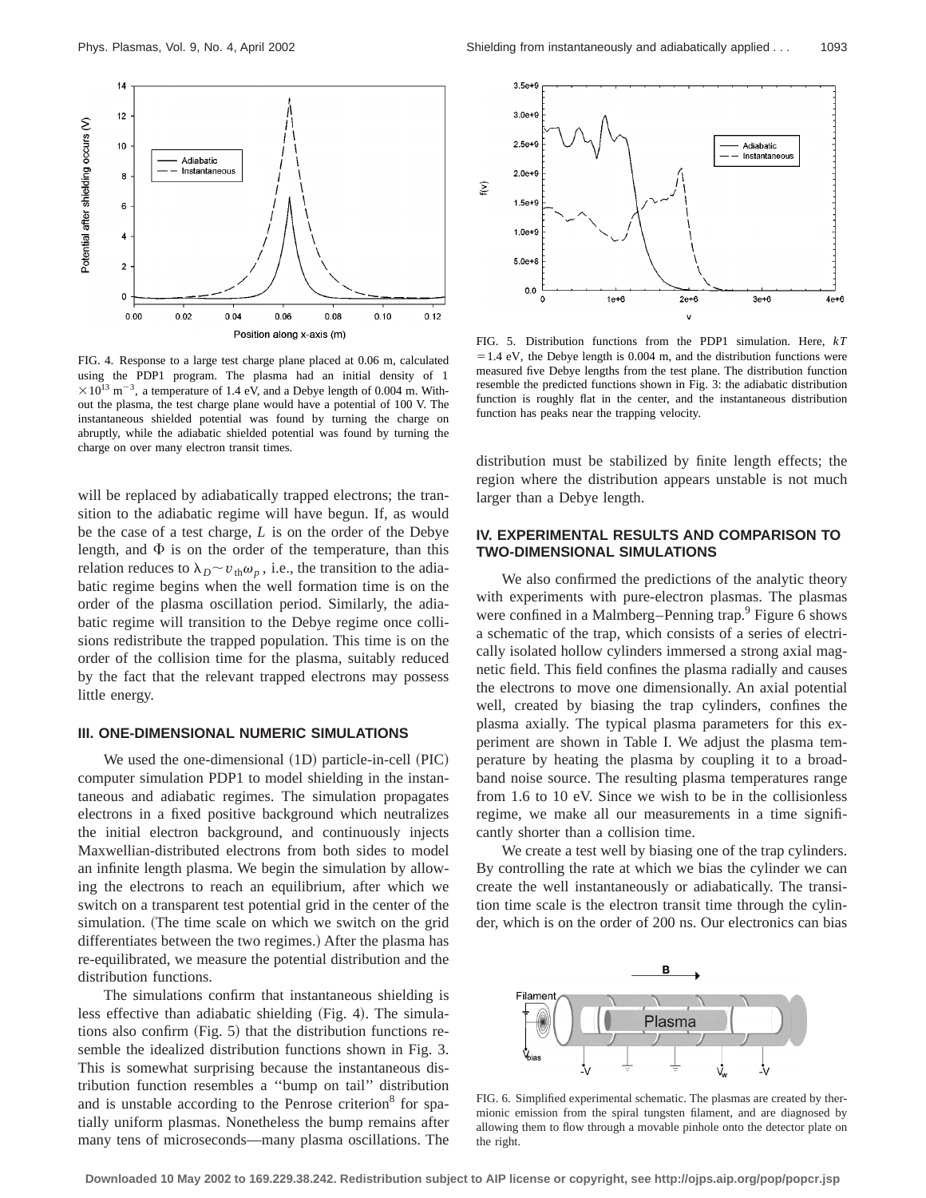FIG. 4. Response to a large test charge plane placed at 0.06 m, calculated using the PDP1 program. The plasma had an initial density of $1 \times 10^{13}$ m$^{-3}$, a temperature of 1.4 eV, and a Debye length of 0.004 m. Without the plasma, the test charge plane would have a potential of 100 V. The instantaneous shielded potential was found by turning the charge on abruptly, while the adiabatic shielded potential was found by turning the charge on over many electron transit times.

will be replaced by adiabatically trapped electrons; the transition to the adiabatic regime will have begun. If, as would be the case of a test charge, $L$ is on the order of the Debye length, and $\Phi$ is on the order of the temperature, than this relation reduces to $\lambda_D \sim v_{\text{th}}\omega_p$, i.e., the transition to the adiabatic regime begins when the well formation time is on the order of the plasma oscillation period. Similarly, the adiabatic regime will transition to the Debye regime once collisions redistribute the trapped population. This time is on the order of the collision time for the plasma, suitably reduced by the fact that the relevant trapped electrons may possess little energy.

### III. ONE-DIMENSIONAL NUMERIC SIMULATIONS

We used the one-dimensional (1D) particle-in-cell (PIC) computer simulation PDP1 to model shielding in the instantaneous and adiabatic regimes. The simulation propagates electrons in a fixed positive background which neutralizes the initial electron background, and continuously injects Maxwellian-distributed electrons from both sides to model an infinite length plasma. We begin the simulation by allowing the electrons to reach an equilibrium, after which we switch on a transparent test potential grid in the center of the simulation. (The time scale on which we switch on the grid differentiates between the two regimes.) After the plasma has re-equilibrated, we measure the potential distribution and the distribution functions.

The simulations confirm that instantaneous shielding is less effective than adiabatic shielding (Fig. 4). The simulations also confirm (Fig. 5) that the distribution functions resemble the idealized distribution functions shown in Fig. 3. This is somewhat surprising because the instantaneous distribution function resembles a ''bump on tail'' distribution and is unstable according to the Penrose criterion[8] for spatially uniform plasmas. Nonetheless the bump remains after many tens of microseconds—many plasma oscillations. The

FIG. 5. Distribution functions from the PDP1 simulation. Here, $kT = 1.4$ eV, the Debye length is 0.004 m, and the distribution functions were measured five Debye lengths from the test plane. The distribution function resemble the predicted functions shown in Fig. 3: the adiabatic distribution function is roughly flat in the center, and the instantaneous distribution function has peaks near the trapping velocity.

distribution must be stabilized by finite length effects; the region where the distribution appears unstable is not much larger than a Debye length.

### IV. EXPERIMENTAL RESULTS AND COMPARISON TO TWO-DIMENSIONAL SIMULATIONS

We also confirmed the predictions of the analytic theory with experiments with pure-electron plasmas. The plasmas were confined in a Malmberg–Penning trap.[9] Figure 6 shows a schematic of the trap, which consists of a series of electrically isolated hollow cylinders immersed a strong axial magnetic field. This field confines the plasma radially and causes the electrons to move one dimensionally. An axial potential well, created by biasing the trap cylinders, confines the plasma axially. The typical plasma parameters for this experiment are shown in Table I. We adjust the plasma temperature by heating the plasma by coupling it to a broadband noise source. The resulting plasma temperatures range from 1.6 to 10 eV. Since we wish to be in the collisionless regime, we make all our measurements in a time significantly shorter than a collision time.

We create a test well by biasing one of the trap cylinders. By controlling the rate at which we bias the cylinder we can create the well instantaneously or adiabatically. The transition time scale is the electron transit time through the cylinder, which is on the order of 200 ns. Our electronics can bias

FIG. 6. Simplified experimental schematic. The plasmas are created by thermionic emission from the spiral tungsten filament, and are diagnosed by allowing them to flow through a movable pinhole onto the detector plate on the right.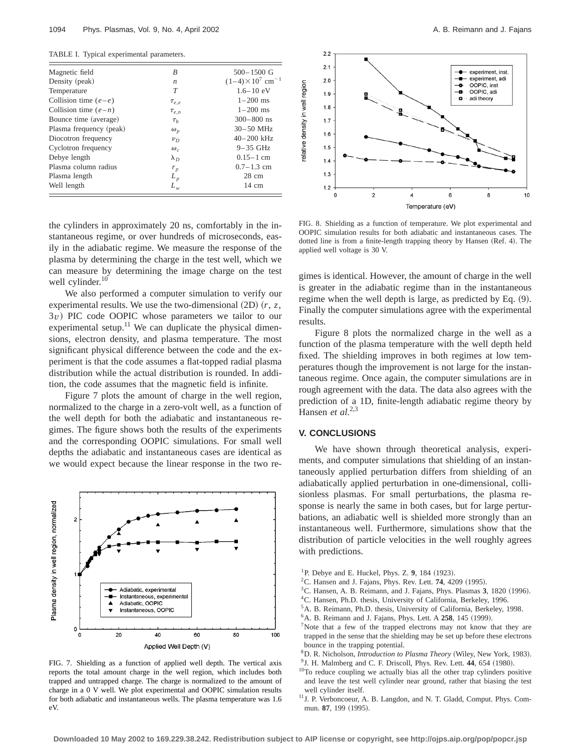TABLE I. Typical experimental parameters.

| | | |
|---|---|---|
| Magnetic field | $B$ | 500–1500 G |
| Density (peak) | $n$ | $(1–4)\times 10^7$ cm$^{-1}$ |
| Temperature | $T$ | 1.6–10 eV |
| Collision time ($e–e$) | $\tau_{e,e}$ | 1–200 ms |
| Collision time ($e–n$) | $\tau_{e,n}$ | 1–200 ms |
| Bounce time (average) | $\tau_b$ | 300–800 ns |
| Plasma frequency (peak) | $\omega_p$ | 30–50 MHz |
| Diocotron frequency | $\nu_D$ | 40–200 kHz |
| Cyclotron frequency | $\omega_c$ | 9–35 GHz |
| Debye length | $\lambda_D$ | 0.15–1 cm |
| Plasma column radius | $r_p$ | 0.7–1.3 cm |
| Plasma length | $L_p$ | 28 cm |
| Well length | $L_w$ | 14 cm |

the cylinders in approximately 20 ns, comfortably in the instantaneous regime, or over hundreds of microseconds, easily in the adiabatic regime. We measure the response of the plasma by determining the charge in the test well, which we can measure by determining the image charge on the test well cylinder.[10]

We also performed a computer simulation to verify our experimental results. We use the two-dimensional (2D) $(r, z, 3v)$ PIC code OOPIC whose parameters we tailor to our experimental setup.[11] We can duplicate the physical dimensions, electron density, and plasma temperature. The most significant physical difference between the code and the experiment is that the code assumes a flat-topped radial plasma distribution while the actual distribution is rounded. In addition, the code assumes that the magnetic field is infinite.

Figure 7 plots the amount of charge in the well region, normalized to the charge in a zero-volt well, as a function of the well depth for both the adiabatic and instantaneous regimes. The figure shows both the results of the experiments and the corresponding OOPIC simulations. For small well depths the adiabatic and instantaneous cases are identical as we would expect because the linear response in the two regimes is identical. However, the amount of charge in the well is greater in the adiabatic regime than in the instantaneous regime when the well depth is large, as predicted by Eq. (9). Finally the computer simulations agree with the experimental results.

Plasma density in well region, normalized
Applied Well Depth (V)
Adiabatic, experimental
Instantaneous, experimental
Adiabatic, OOPIC
Instantaneous, OOPIC

FIG. 7. Shielding as a function of applied well depth. The vertical axis reports the total amount charge in the well region, which includes both trapped and untrapped charge. The charge is normalized to the amount of charge in a 0 V well. We plot experimental and OOPIC simulation results for both adiabatic and instantaneous wells. The plasma temperature was 1.6 eV.

relative density in well region
Temperature (eV)
experiment, inst.
experiment, adi
OOPIC, inst
OOPIC, adi
adi theory

FIG. 8. Shielding as a function of temperature. We plot experimental and OOPIC simulation results for both adiabatic and instantaneous cases. The dotted line is from a finite-length trapping theory by Hansen (Ref. 4). The applied well voltage is 30 V.

Figure 8 plots the normalized charge in the well as a function of the plasma temperature with the well depth held fixed. The shielding improves in both regimes at low temperatures though the improvement is not large for the instantaneous regime. Once again, the computer simulations are in rough agreement with the data. The data also agrees with the prediction of a 1D, finite-length adiabatic regime theory by Hansen *et al.*[2,3]

## V. CONCLUSIONS

We have shown through theoretical analysis, experiments, and computer simulations that shielding of an instantaneously applied perturbation differs from shielding of an adiabatically applied perturbation in one-dimensional, collisionless plasmas. For small perturbations, the plasma response is nearly the same in both cases, but for large perturbations, an adiabatic well is shielded more strongly than an instantaneous well. Furthermore, simulations show that the distribution of particle velocities in the well roughly agrees with predictions.

[1] P. Debye and E. Huckel, Phys. Z. **9**, 184 (1923).
[2] C. Hansen and J. Fajans, Phys. Rev. Lett. **74**, 4209 (1995).
[3] C. Hansen, A. B. Reimann, and J. Fajans, Phys. Plasmas **3**, 1820 (1996).
[4] C. Hansen, Ph.D. thesis, University of California, Berkeley, 1996.
[5] A. B. Reimann, Ph.D. thesis, University of California, Berkeley, 1998.
[6] A. B. Reimann and J. Fajans, Phys. Lett. A **258**, 145 (1999).
[7] Note that a few of the trapped electrons may not know that they are trapped in the sense that the shielding may be set up before these electrons bounce in the trapping potential.
[8] D. R. Nicholson, *Introduction to Plasma Theory* (Wiley, New York, 1983).
[9] J. H. Malmberg and C. F. Driscoll, Phys. Rev. Lett. **44**, 654 (1980).
[10] To reduce coupling we actually bias all the other trap cylinders positive and leave the test well cylinder near ground, rather that biasing the test well cylinder itself.
[11] J. P. Verboncoeur, A. B. Langdon, and N. T. Gladd, Comput. Phys. Commun. **87**, 199 (1995).